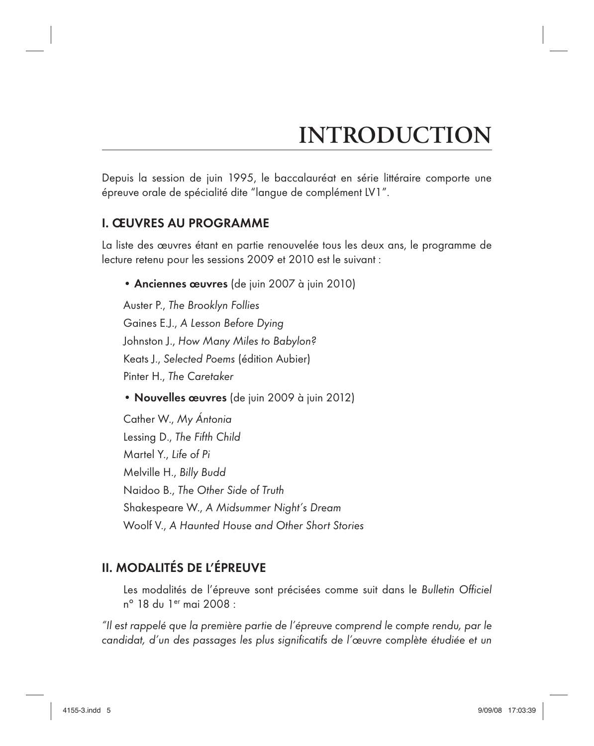# INTRODUCTION

Depuis la session de juin 1995, le baccalauréat en série littéraire comporte une épreuve orale de spécialité dite "langue de complément LV1".

## I. ŒUVRES AU PROGRAMME

La liste des œuvres étant en partie renouvelée tous les deux ans, le programme de lecture retenu pour les sessions 2009 et 2010 est le suivant :

- **Anciennes œuvres** (de juin 2007 à juin 2010)

Auster P., *The Brooklyn Follies*
Gaines E.J., *A Lesson Before Dying*
Johnston J., *How Many Miles to Babylon?*
Keats J., *Selected Poems* (édition Aubier)
Pinter H., *The Caretaker*

- **Nouvelles œuvres** (de juin 2009 à juin 2012)

Cather W., *My Ántonia*
Lessing D., *The Fifth Child*
Martel Y., *Life of Pi*
Melville H., *Billy Budd*
Naidoo B., *The Other Side of Truth*
Shakespeare W., *A Midsummer Night's Dream*
Woolf V., *A Haunted House and Other Short Stories*

## II. MODALITÉS DE L'ÉPREUVE

Les modalités de l'épreuve sont précisées comme suit dans le *Bulletin Officiel* n° 18 du 1er mai 2008 :

*"Il est rappelé que la première partie de l'épreuve comprend le compte rendu, par le candidat, d'un des passages les plus significatifs de l'œuvre complète étudiée et un*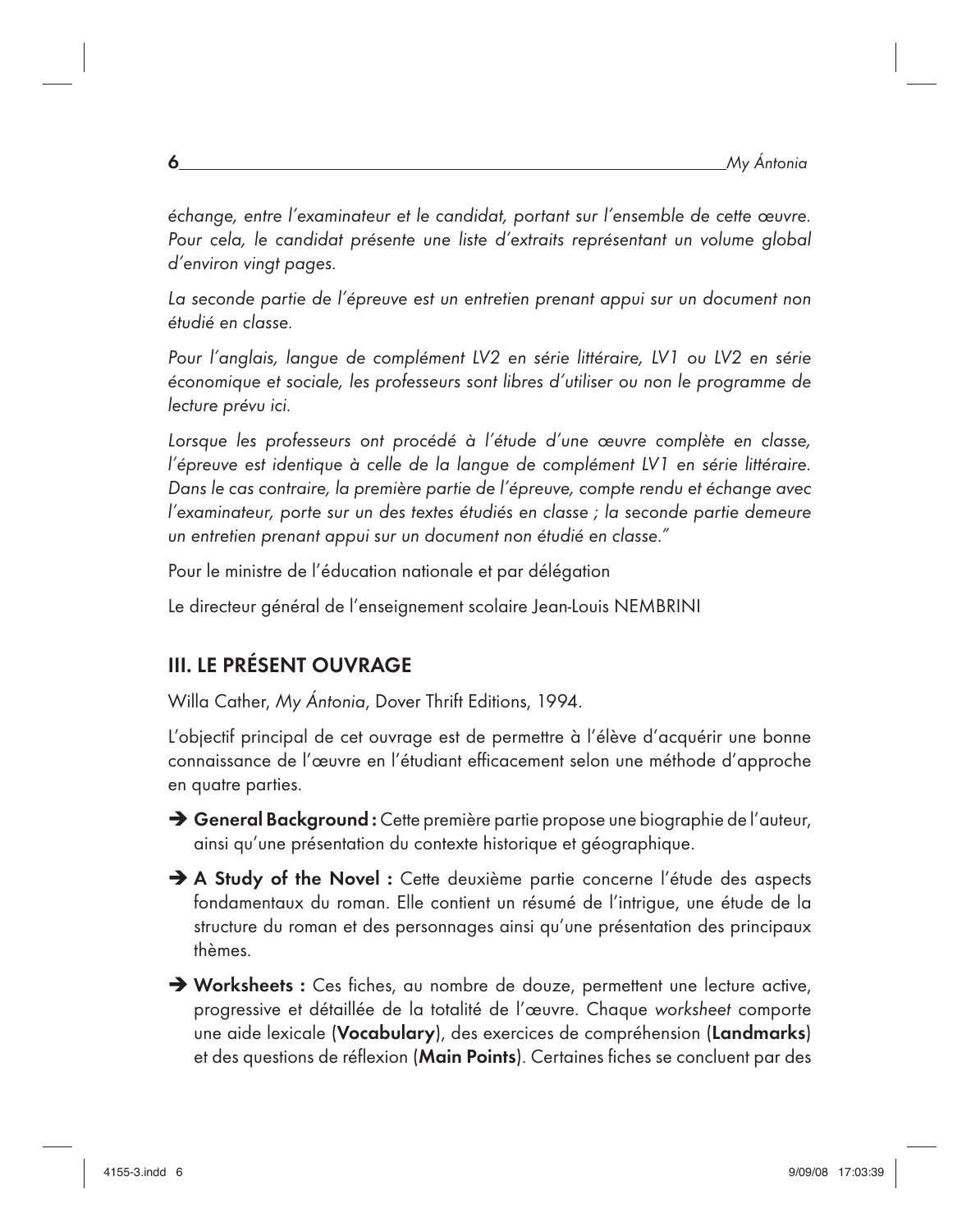*échange, entre l'examinateur et le candidat, portant sur l'ensemble de cette œuvre. Pour cela, le candidat présente une liste d'extraits représentant un volume global d'environ vingt pages.*

*La seconde partie de l'épreuve est un entretien prenant appui sur un document non étudié en classe.*

*Pour l'anglais, langue de complément LV2 en série littéraire, LV1 ou LV2 en série économique et sociale, les professeurs sont libres d'utiliser ou non le programme de lecture prévu ici.*

*Lorsque les professeurs ont procédé à l'étude d'une œuvre complète en classe, l'épreuve est identique à celle de la langue de complément LV1 en série littéraire. Dans le cas contraire, la première partie de l'épreuve, compte rendu et échange avec l'examinateur, porte sur un des textes étudiés en classe ; la seconde partie demeure un entretien prenant appui sur un document non étudié en classe."*

Pour le ministre de l'éducation nationale et par délégation

Le directeur général de l'enseignement scolaire Jean-Louis NEMBRINI

## III. LE PRÉSENT OUVRAGE

Willa Cather, *My Ántonia*, Dover Thrift Editions, 1994.

L'objectif principal de cet ouvrage est de permettre à l'élève d'acquérir une bonne connaissance de l'œuvre en l'étudiant efficacement selon une méthode d'approche en quatre parties.

- ➔ **General Background :** Cette première partie propose une biographie de l'auteur, ainsi qu'une présentation du contexte historique et géographique.
- ➔ **A Study of the Novel :** Cette deuxième partie concerne l'étude des aspects fondamentaux du roman. Elle contient un résumé de l'intrigue, une étude de la structure du roman et des personnages ainsi qu'une présentation des principaux thèmes.
- ➔ **Worksheets :** Ces fiches, au nombre de douze, permettent une lecture active, progressive et détaillée de la totalité de l'œuvre. Chaque *worksheet* comporte une aide lexicale (**Vocabulary**), des exercices de compréhension (**Landmarks**) et des questions de réflexion (**Main Points**). Certaines fiches se concluent par des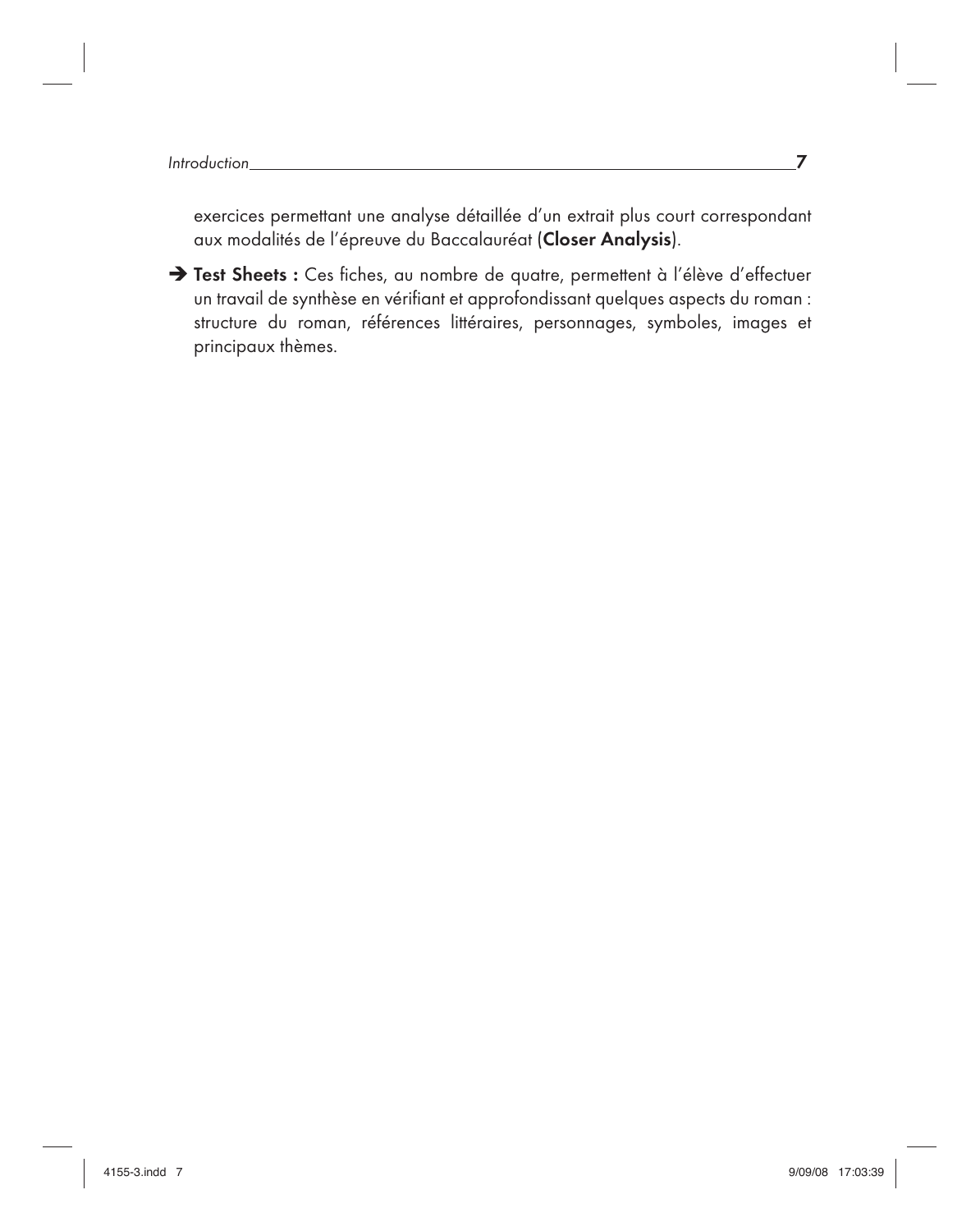exercices permettant une analyse détaillée d'un extrait plus court correspondant aux modalités de l'épreuve du Baccalauréat (**Closer Analysis**).

➔ **Test Sheets :** Ces fiches, au nombre de quatre, permettent à l'élève d'effectuer un travail de synthèse en vérifiant et approfondissant quelques aspects du roman : structure du roman, références littéraires, personnages, symboles, images et principaux thèmes.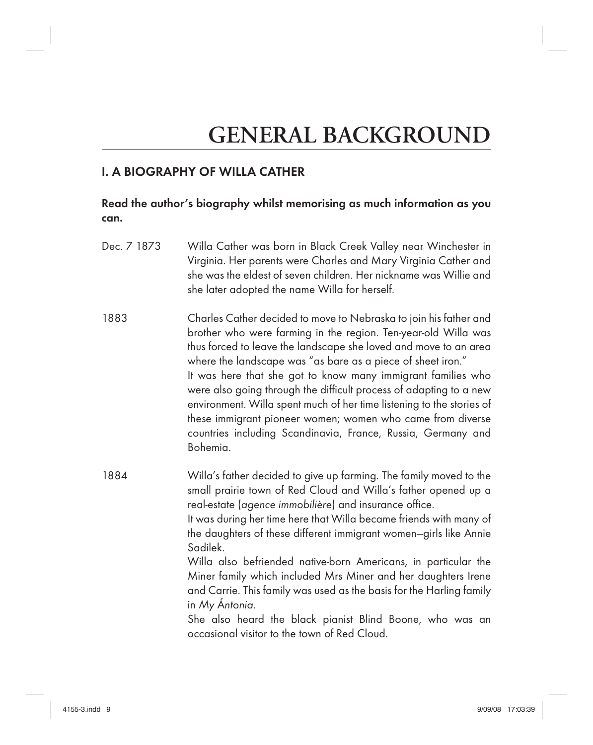# GENERAL BACKGROUND

## I. A BIOGRAPHY OF WILLA CATHER

**Read the author's biography whilst memorising as much information as you can.**

| | |
|---|---|
| Dec. 7 1873 | Willa Cather was born in Black Creek Valley near Winchester in Virginia. Her parents were Charles and Mary Virginia Cather and she was the eldest of seven children. Her nickname was Willie and she later adopted the name Willa for herself. |
| 1883 | Charles Cather decided to move to Nebraska to join his father and brother who were farming in the region. Ten-year-old Willa was thus forced to leave the landscape she loved and move to an area where the landscape was "as bare as a piece of sheet iron." It was here that she got to know many immigrant families who were also going through the difficult process of adapting to a new environment. Willa spent much of her time listening to the stories of these immigrant pioneer women; women who came from diverse countries including Scandinavia, France, Russia, Germany and Bohemia. |
| 1884 | Willa's father decided to give up farming. The family moved to the small prairie town of Red Cloud and Willa's father opened up a real-estate (*agence immobilière*) and insurance office. It was during her time here that Willa became friends with many of the daughters of these different immigrant women—girls like Annie Sadilek. Willa also befriended native-born Americans, in particular the Miner family which included Mrs Miner and her daughters Irene and Carrie. This family was used as the basis for the Harling family in *My Ántonia*. She also heard the black pianist Blind Boone, who was an occasional visitor to the town of Red Cloud. |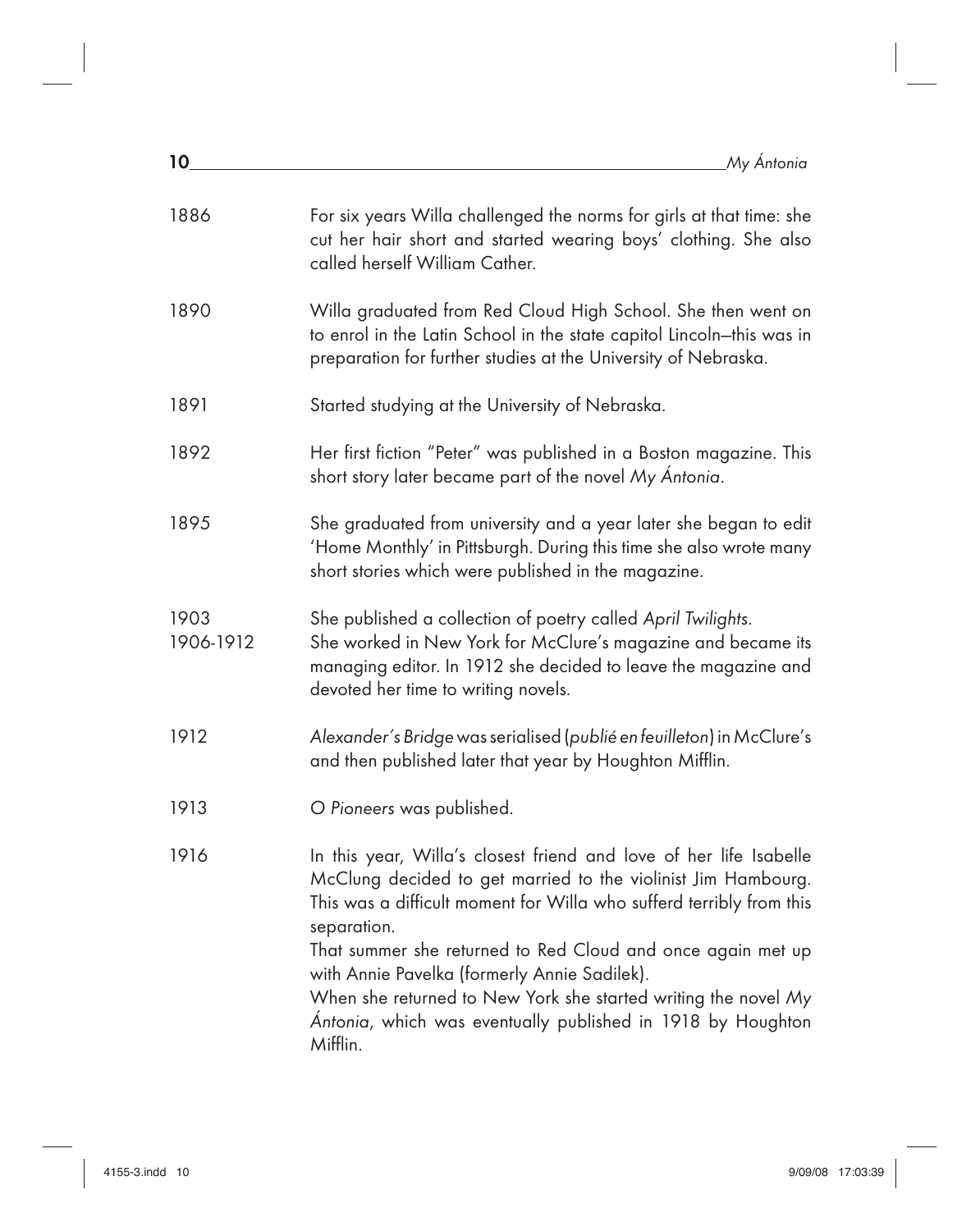| | |
|---|---|
| 1886 | For six years Willa challenged the norms for girls at that time: she cut her hair short and started wearing boys' clothing. She also called herself William Cather. |
| 1890 | Willa graduated from Red Cloud High School. She then went on to enrol in the Latin School in the state capitol Lincoln–this was in preparation for further studies at the University of Nebraska. |
| 1891 | Started studying at the University of Nebraska. |
| 1892 | Her first fiction "Peter" was published in a Boston magazine. This short story later became part of the novel *My Ántonia*. |
| 1895 | She graduated from university and a year later she began to edit 'Home Monthly' in Pittsburgh. During this time she also wrote many short stories which were published in the magazine. |
| 1903 | She published a collection of poetry called *April Twilights*. |
| 1906-1912 | She worked in New York for McClure's magazine and became its managing editor. In 1912 she decided to leave the magazine and devoted her time to writing novels. |
| 1912 | *Alexander's Bridge* was serialised (*publié en feuilleton*) in McClure's and then published later that year by Houghton Mifflin. |
| 1913 | *O Pioneers* was published. |
| 1916 | In this year, Willa's closest friend and love of her life Isabelle McClung decided to get married to the violinist Jim Hambourg. This was a difficult moment for Willa who sufferd terribly from this separation. That summer she returned to Red Cloud and once again met up with Annie Pavelka (formerly Annie Sadilek). When she returned to New York she started writing the novel *My Ántonia*, which was eventually published in 1918 by Houghton Mifflin. |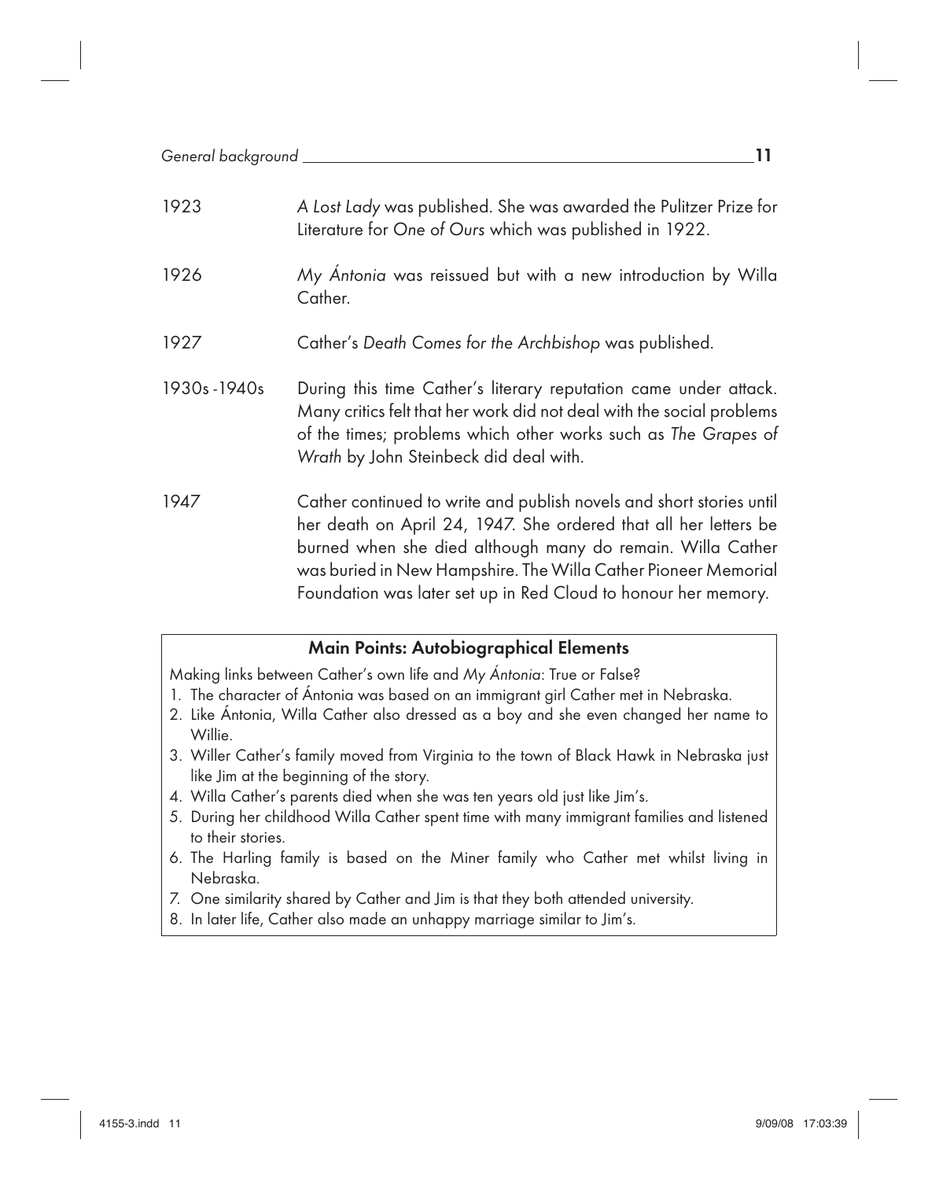| | |
|---|---|
| 1923 | *A Lost Lady* was published. She was awarded the Pulitzer Prize for Literature for *One of Ours* which was published in 1922. |
| 1926 | *My Ántonia* was reissued but with a new introduction by Willa Cather. |
| 1927 | Cather's *Death Comes for the Archbishop* was published. |
| 1930s-1940s | During this time Cather's literary reputation came under attack. Many critics felt that her work did not deal with the social problems of the times; problems which other works such as *The Grapes of Wrath* by John Steinbeck did deal with. |
| 1947 | Cather continued to write and publish novels and short stories until her death on April 24, 1947. She ordered that all her letters be burned when she died although many do remain. Willa Cather was buried in New Hampshire. The Willa Cather Pioneer Memorial Foundation was later set up in Red Cloud to honour her memory. |

### Main Points: Autobiographical Elements

Making links between Cather's own life and *My Ántonia*: True or False?

1. The character of Ántonia was based on an immigrant girl Cather met in Nebraska.
2. Like Ántonia, Willa Cather also dressed as a boy and she even changed her name to Willie.
3. Willer Cather's family moved from Virginia to the town of Black Hawk in Nebraska just like Jim at the beginning of the story.
4. Willa Cather's parents died when she was ten years old just like Jim's.
5. During her childhood Willa Cather spent time with many immigrant families and listened to their stories.
6. The Harling family is based on the Miner family who Cather met whilst living in Nebraska.
7. One similarity shared by Cather and Jim is that they both attended university.
8. In later life, Cather also made an unhappy marriage similar to Jim's.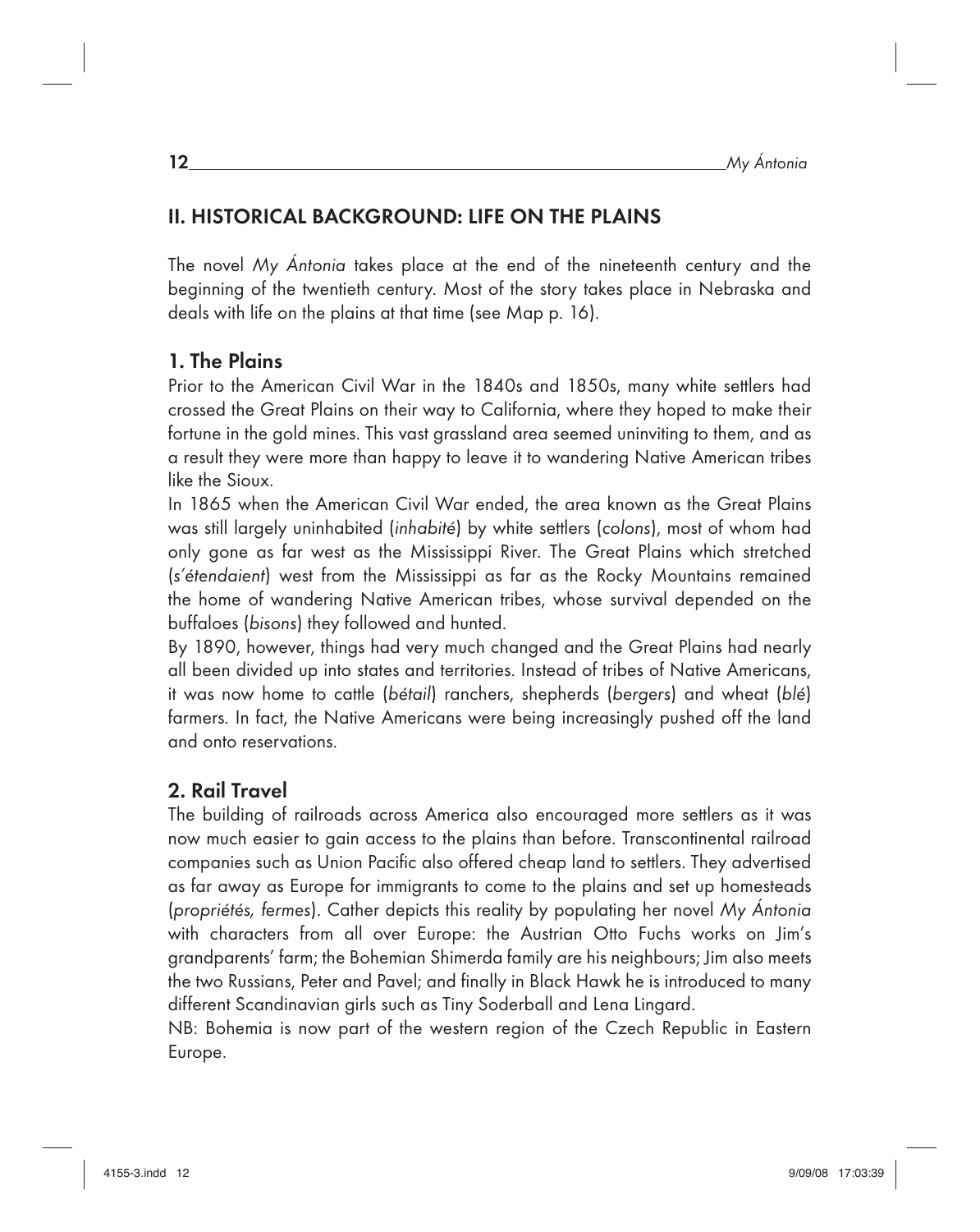## II. HISTORICAL BACKGROUND: LIFE ON THE PLAINS

The novel *My Ántonia* takes place at the end of the nineteenth century and the beginning of the twentieth century. Most of the story takes place in Nebraska and deals with life on the plains at that time (see Map p. 16).

### 1. The Plains

Prior to the American Civil War in the 1840s and 1850s, many white settlers had crossed the Great Plains on their way to California, where they hoped to make their fortune in the gold mines. This vast grassland area seemed uninviting to them, and as a result they were more than happy to leave it to wandering Native American tribes like the Sioux.

In 1865 when the American Civil War ended, the area known as the Great Plains was still largely uninhabited (*inhabité*) by white settlers (*colons*), most of whom had only gone as far west as the Mississippi River. The Great Plains which stretched (*s'étendaient*) west from the Mississippi as far as the Rocky Mountains remained the home of wandering Native American tribes, whose survival depended on the buffaloes (*bisons*) they followed and hunted.

By 1890, however, things had very much changed and the Great Plains had nearly all been divided up into states and territories. Instead of tribes of Native Americans, it was now home to cattle (*bétail*) ranchers, shepherds (*bergers*) and wheat (*blé*) farmers. In fact, the Native Americans were being increasingly pushed off the land and onto reservations.

### 2. Rail Travel

The building of railroads across America also encouraged more settlers as it was now much easier to gain access to the plains than before. Transcontinental railroad companies such as Union Pacific also offered cheap land to settlers. They advertised as far away as Europe for immigrants to come to the plains and set up homesteads (*propriétés, fermes*). Cather depicts this reality by populating her novel *My Ántonia* with characters from all over Europe: the Austrian Otto Fuchs works on Jim's grandparents' farm; the Bohemian Shimerda family are his neighbours; Jim also meets the two Russians, Peter and Pavel; and finally in Black Hawk he is introduced to many different Scandinavian girls such as Tiny Soderball and Lena Lingard.

NB: Bohemia is now part of the western region of the Czech Republic in Eastern Europe.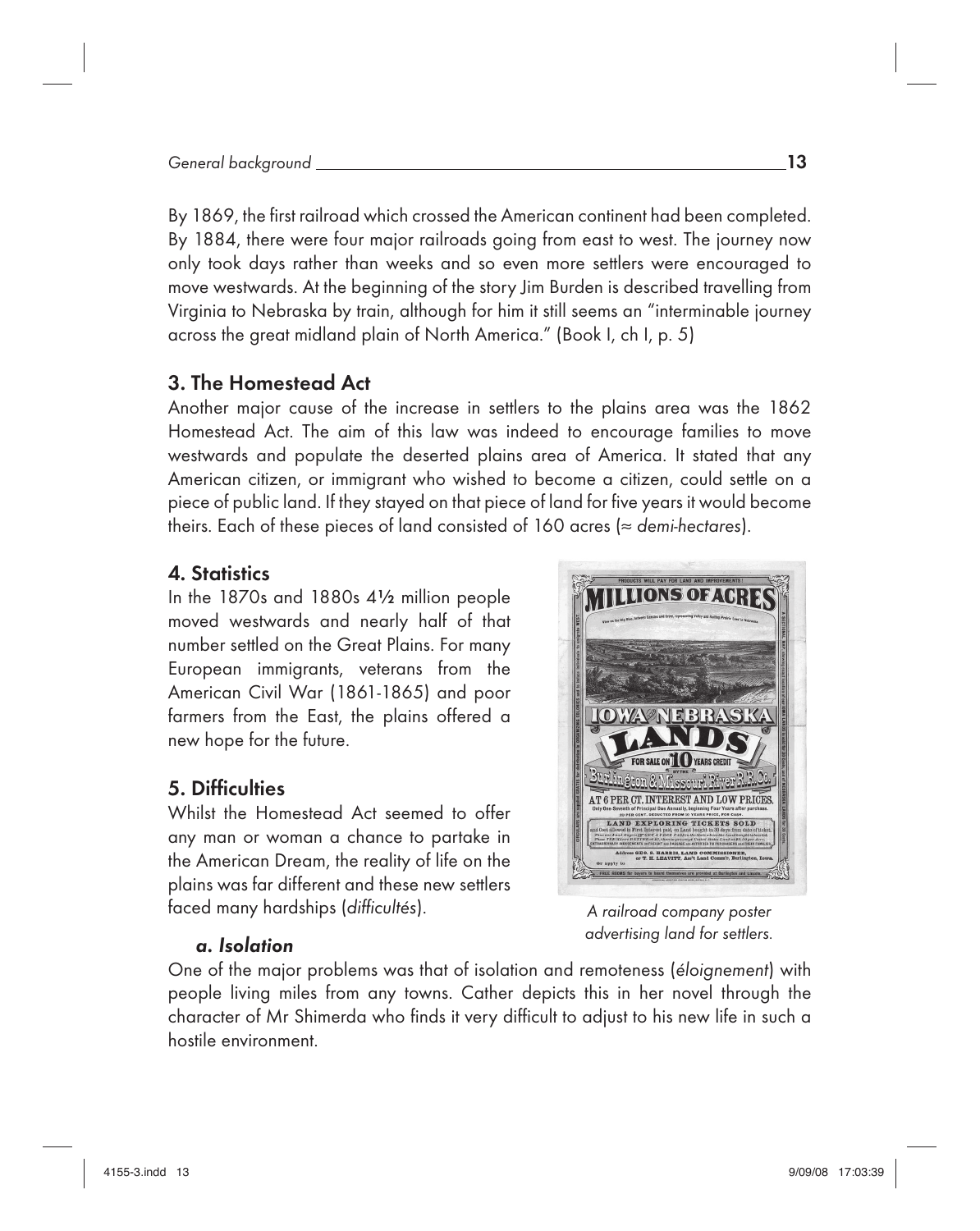By 1869, the first railroad which crossed the American continent had been completed. By 1884, there were four major railroads going from east to west. The journey now only took days rather than weeks and so even more settlers were encouraged to move westwards. At the beginning of the story Jim Burden is described travelling from Virginia to Nebraska by train, although for him it still seems an "interminable journey across the great midland plain of North America." (Book I, ch I, p. 5)

## 3. The Homestead Act

Another major cause of the increase in settlers to the plains area was the 1862 Homestead Act. The aim of this law was indeed to encourage families to move westwards and populate the deserted plains area of America. It stated that any American citizen, or immigrant who wished to become a citizen, could settle on a piece of public land. If they stayed on that piece of land for five years it would become theirs. Each of these pieces of land consisted of 160 acres (≈ *demi-hectares*).

## 4. Statistics

In the 1870s and 1880s 4½ million people moved westwards and nearly half of that number settled on the Great Plains. For many European immigrants, veterans from the American Civil War (1861-1865) and poor farmers from the East, the plains offered a new hope for the future.

## 5. Difficulties

Whilst the Homestead Act seemed to offer any man or woman a chance to partake in the American Dream, the reality of life on the plains was far different and these new settlers faced many hardships (*difficultés*).

*A railroad company poster advertising land for settlers.*

### *a. Isolation*

One of the major problems was that of isolation and remoteness (*éloignement*) with people living miles from any towns. Cather depicts this in her novel through the character of Mr Shimerda who finds it very difficult to adjust to his new life in such a hostile environment.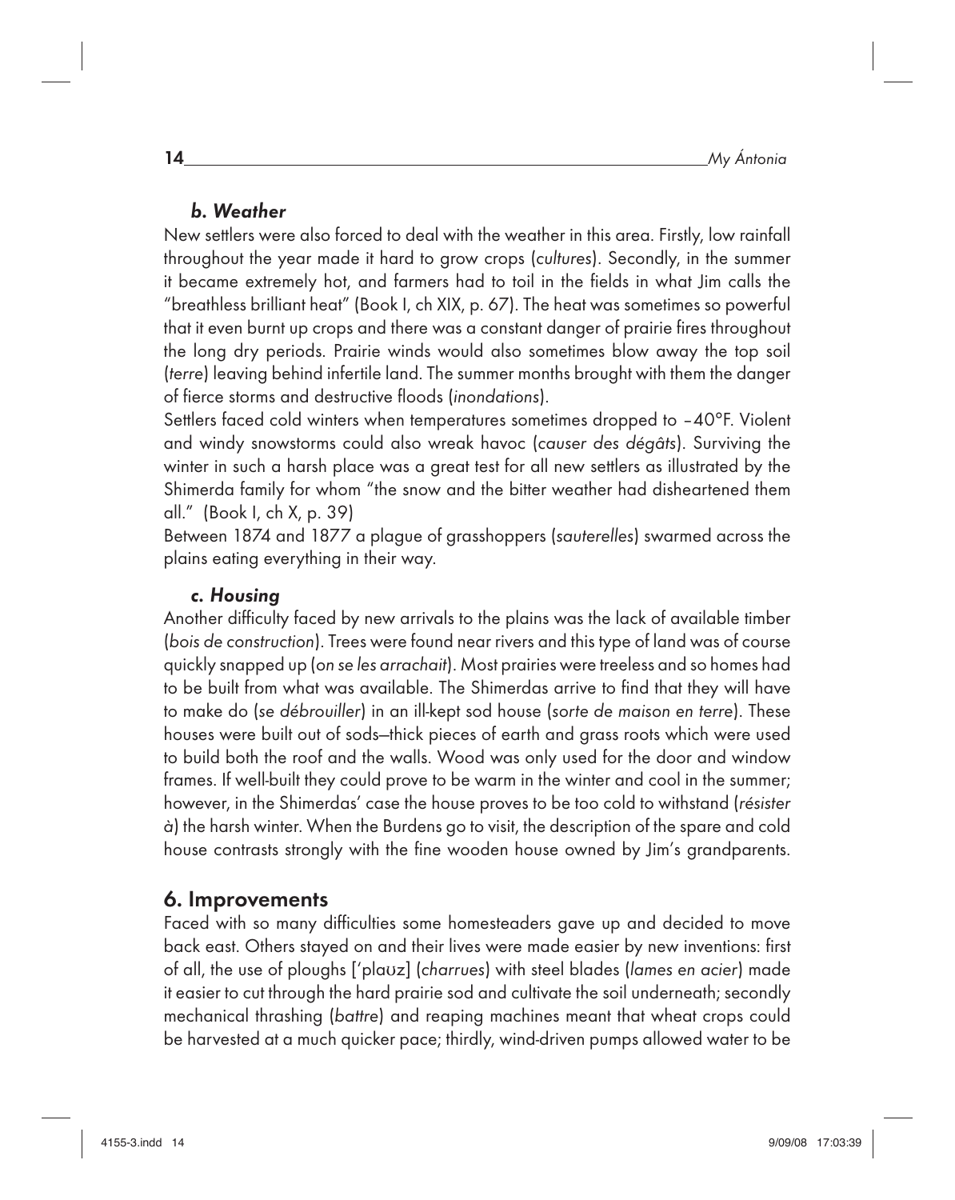### *b. Weather*

New settlers were also forced to deal with the weather in this area. Firstly, low rainfall throughout the year made it hard to grow crops (*cultures*). Secondly, in the summer it became extremely hot, and farmers had to toil in the fields in what Jim calls the "breathless brilliant heat" (Book I, ch XIX, p. 67). The heat was sometimes so powerful that it even burnt up crops and there was a constant danger of prairie fires throughout the long dry periods. Prairie winds would also sometimes blow away the top soil (*terre*) leaving behind infertile land. The summer months brought with them the danger of fierce storms and destructive floods (*inondations*).

Settlers faced cold winters when temperatures sometimes dropped to –40°F. Violent and windy snowstorms could also wreak havoc (*causer des dégâts*). Surviving the winter in such a harsh place was a great test for all new settlers as illustrated by the Shimerda family for whom "the snow and the bitter weather had disheartened them all." (Book I, ch X, p. 39)

Between 1874 and 1877 a plague of grasshoppers (*sauterelles*) swarmed across the plains eating everything in their way.

### *c. Housing*

Another difficulty faced by new arrivals to the plains was the lack of available timber (*bois de construction*). Trees were found near rivers and this type of land was of course quickly snapped up (*on se les arrachait*). Most prairies were treeless and so homes had to be built from what was available. The Shimerdas arrive to find that they will have to make do (*se débrouiller*) in an ill-kept sod house (*sorte de maison en terre*). These houses were built out of sods—thick pieces of earth and grass roots which were used to build both the roof and the walls. Wood was only used for the door and window frames. If well-built they could prove to be warm in the winter and cool in the summer; however, in the Shimerdas' case the house proves to be too cold to withstand (*résister à*) the harsh winter. When the Burdens go to visit, the description of the spare and cold house contrasts strongly with the fine wooden house owned by Jim's grandparents.

## 6. Improvements

Faced with so many difficulties some homesteaders gave up and decided to move back east. Others stayed on and their lives were made easier by new inventions: first of all, the use of ploughs ['plaʊz] (*charrues*) with steel blades (*lames en acier*) made it easier to cut through the hard prairie sod and cultivate the soil underneath; secondly mechanical thrashing (*battre*) and reaping machines meant that wheat crops could be harvested at a much quicker pace; thirdly, wind-driven pumps allowed water to be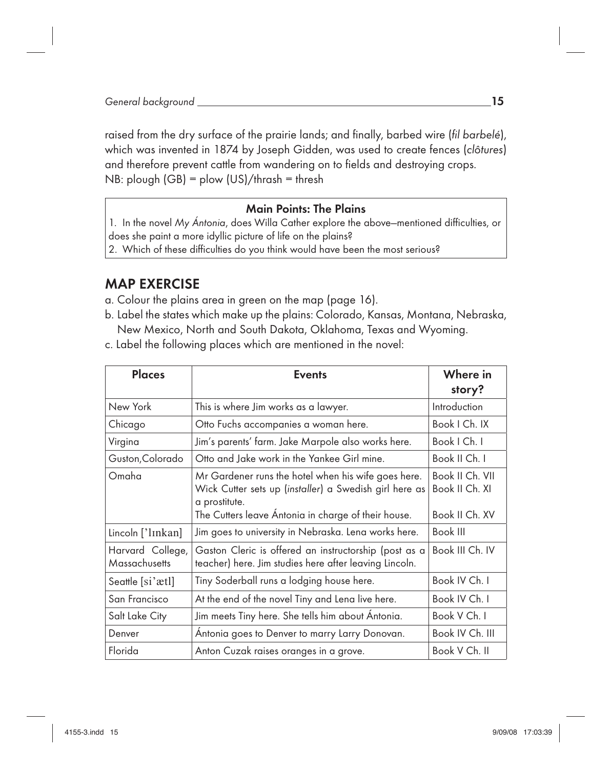raised from the dry surface of the prairie lands; and finally, barbed wire (*fil barbelé*), which was invented in 1874 by Joseph Gidden, was used to create fences (*clôtures*) and therefore prevent cattle from wandering on to fields and destroying crops.
NB: plough (GB) = plow (US)/thrash = thresh

> **Main Points: The Plains**
>
> 1. In the novel *My Ántonia*, does Willa Cather explore the above–mentioned difficulties, or does she paint a more idyllic picture of life on the plains?
> 2. Which of these difficulties do you think would have been the most serious?

## MAP EXERCISE

a. Colour the plains area in green on the map (page 16).
b. Label the states which make up the plains: Colorado, Kansas, Montana, Nebraska, New Mexico, North and South Dakota, Oklahoma, Texas and Wyoming.
c. Label the following places which are mentioned in the novel:

| Places | Events | Where in story? |
| --- | --- | --- |
| New York | This is where Jim works as a lawyer. | Introduction |
| Chicago | Otto Fuchs accompanies a woman here. | Book I Ch. IX |
| Virgina | Jim's parents' farm. Jake Marpole also works here. | Book I Ch. I |
| Guston,Colorado | Otto and Jake work in the Yankee Girl mine. | Book II Ch. I |
| Omaha | Mr Gardener runs the hotel when his wife goes here.<br>Wick Cutter sets up (*installer*) a Swedish girl here as a prostitute.<br>The Cutters leave Ántonia in charge of their house. | Book II Ch. VII<br>Book II Ch. XI<br><br>Book II Ch. XV |
| Lincoln [ˈlɪnkan] | Jim goes to university in Nebraska. Lena works here. | Book III |
| Harvard College, Massachusetts | Gaston Cleric is offered an instructorship (post as a teacher) here. Jim studies here after leaving Lincoln. | Book III Ch. IV |
| Seattle [siˈætl] | Tiny Soderball runs a lodging house here. | Book IV Ch. I |
| San Francisco | At the end of the novel Tiny and Lena live here. | Book IV Ch. I |
| Salt Lake City | Jim meets Tiny here. She tells him about Ántonia. | Book V Ch. I |
| Denver | Ántonia goes to Denver to marry Larry Donovan. | Book IV Ch. III |
| Florida | Anton Cuzak raises oranges in a grove. | Book V Ch. II |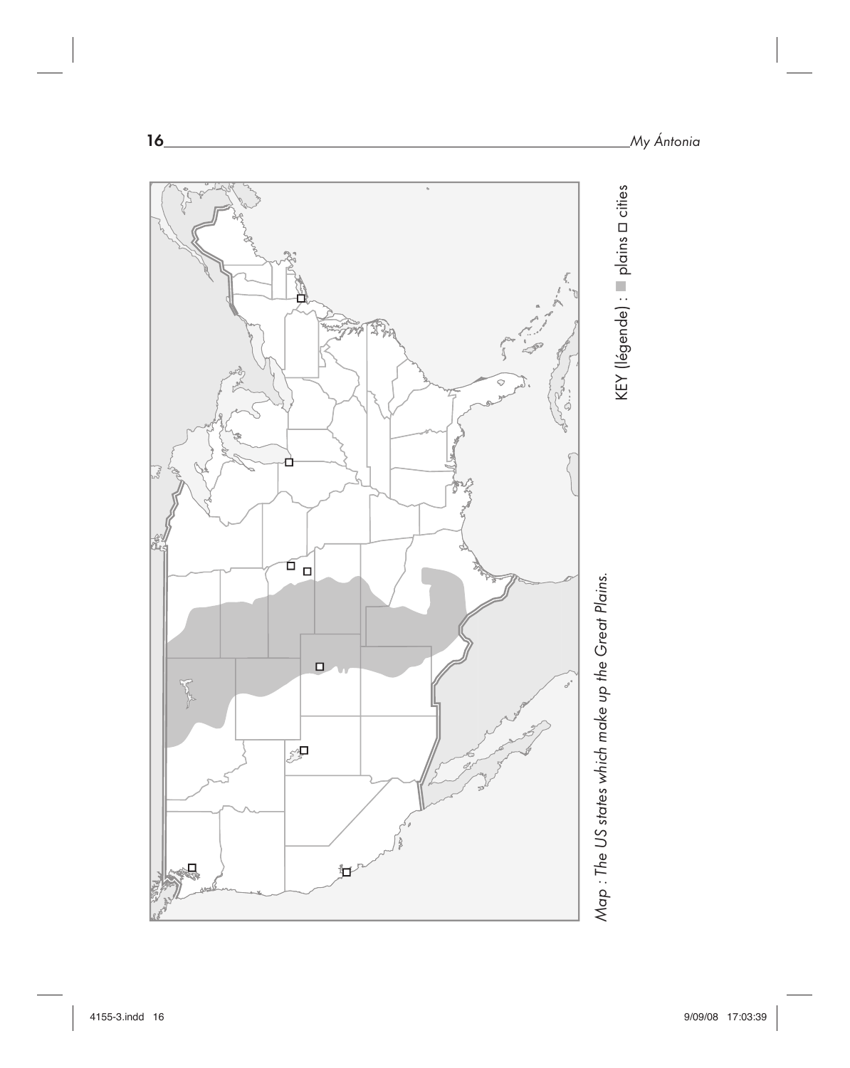Map : The US states which make up the Great Plains.

KEY (légende) : ■ plains □ cities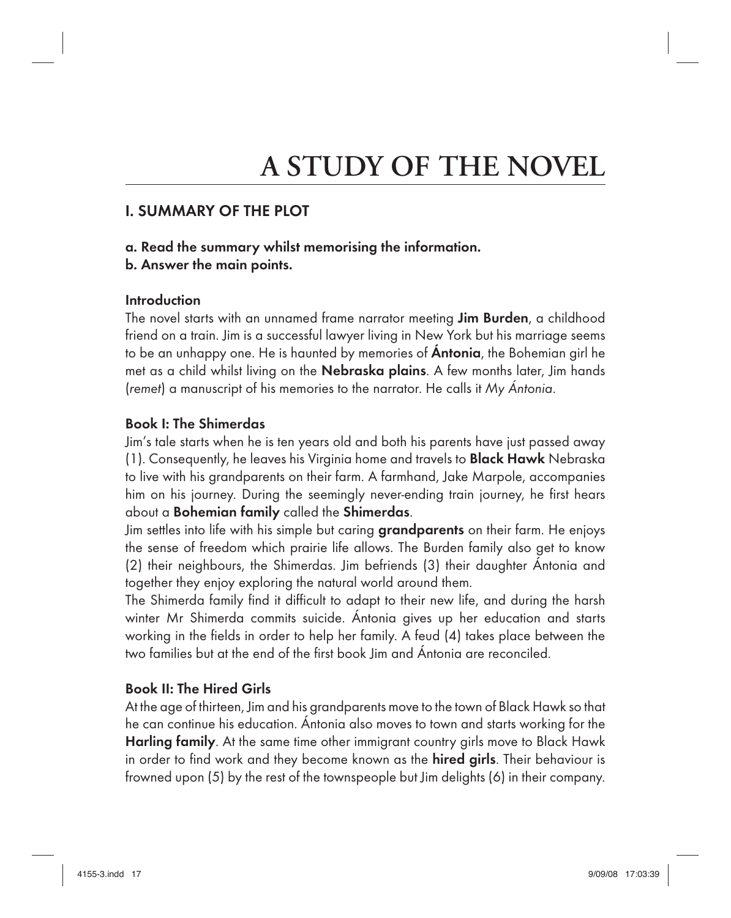# A STUDY OF THE NOVEL

## I. SUMMARY OF THE PLOT

**a. Read the summary whilst memorising the information.**
**b. Answer the main points.**

### Introduction

The novel starts with an unnamed frame narrator meeting **Jim Burden**, a childhood friend on a train. Jim is a successful lawyer living in New York but his marriage seems to be an unhappy one. He is haunted by memories of **Ántonia**, the Bohemian girl he met as a child whilst living on the **Nebraska plains**. A few months later, Jim hands (*remet*) a manuscript of his memories to the narrator. He calls it *My Ántonia*.

### Book I: The Shimerdas

Jim's tale starts when he is ten years old and both his parents have just passed away (1). Consequently, he leaves his Virginia home and travels to **Black Hawk** Nebraska to live with his grandparents on their farm. A farmhand, Jake Marpole, accompanies him on his journey. During the seemingly never-ending train journey, he first hears about a **Bohemian family** called the **Shimerdas**.

Jim settles into life with his simple but caring **grandparents** on their farm. He enjoys the sense of freedom which prairie life allows. The Burden family also get to know (2) their neighbours, the Shimerdas. Jim befriends (3) their daughter Ántonia and together they enjoy exploring the natural world around them.

The Shimerda family find it difficult to adapt to their new life, and during the harsh winter Mr Shimerda commits suicide. Ántonia gives up her education and starts working in the fields in order to help her family. A feud (4) takes place between the two families but at the end of the first book Jim and Ántonia are reconciled.

### Book II: The Hired Girls

At the age of thirteen, Jim and his grandparents move to the town of Black Hawk so that he can continue his education. Ántonia also moves to town and starts working for the **Harling family**. At the same time other immigrant country girls move to Black Hawk in order to find work and they become known as the **hired girls**. Their behaviour is frowned upon (5) by the rest of the townspeople but Jim delights (6) in their company.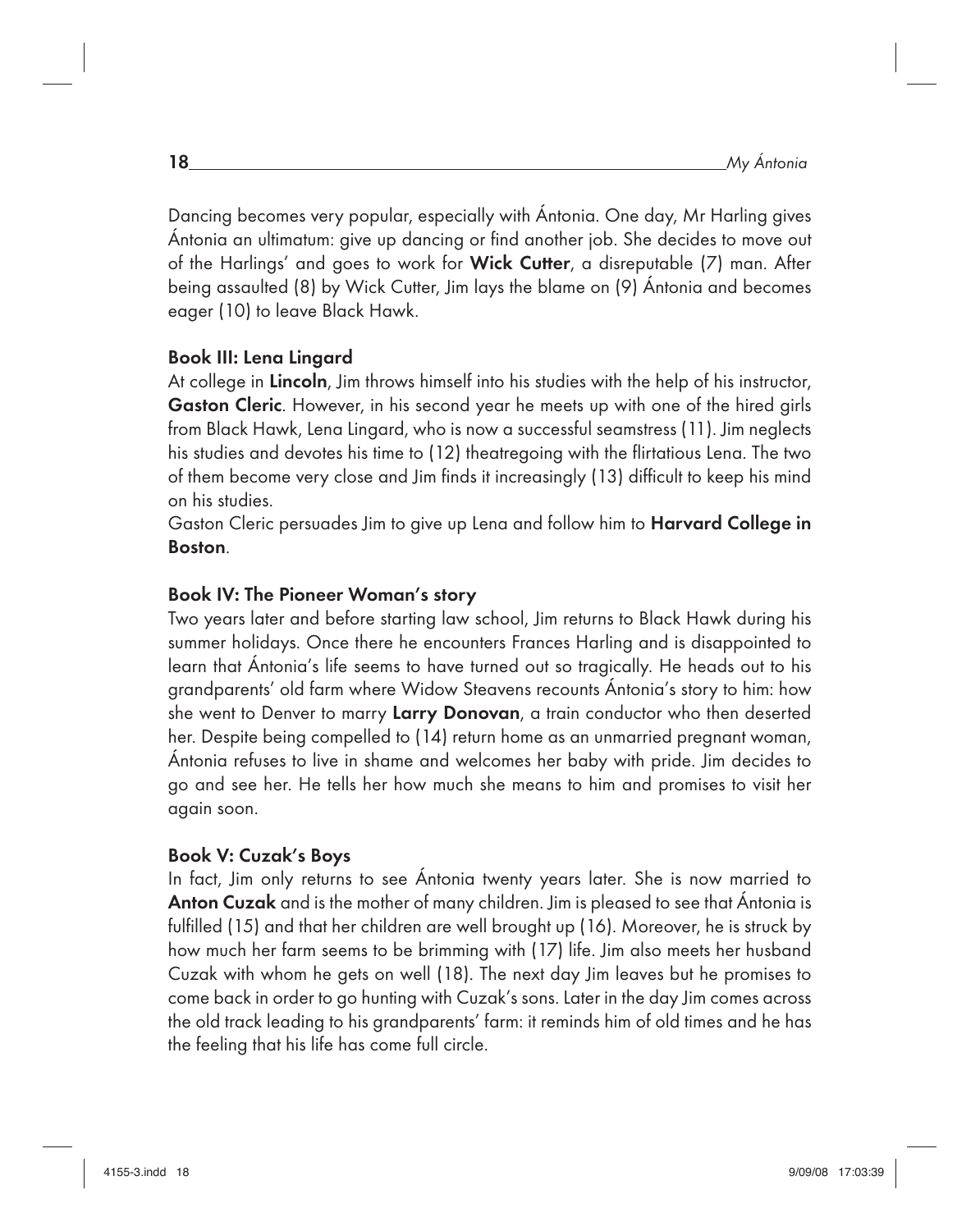Dancing becomes very popular, especially with Ántonia. One day, Mr Harling gives Ántonia an ultimatum: give up dancing or find another job. She decides to move out of the Harlings' and goes to work for **Wick Cutter**, a disreputable (7) man. After being assaulted (8) by Wick Cutter, Jim lays the blame on (9) Ántonia and becomes eager (10) to leave Black Hawk.

### Book III: Lena Lingard

At college in **Lincoln**, Jim throws himself into his studies with the help of his instructor, **Gaston Cleric**. However, in his second year he meets up with one of the hired girls from Black Hawk, Lena Lingard, who is now a successful seamstress (11). Jim neglects his studies and devotes his time to (12) theatregoing with the flirtatious Lena. The two of them become very close and Jim finds it increasingly (13) difficult to keep his mind on his studies.

Gaston Cleric persuades Jim to give up Lena and follow him to **Harvard College in Boston**.

### Book IV: The Pioneer Woman's story

Two years later and before starting law school, Jim returns to Black Hawk during his summer holidays. Once there he encounters Frances Harling and is disappointed to learn that Ántonia's life seems to have turned out so tragically. He heads out to his grandparents' old farm where Widow Steavens recounts Ántonia's story to him: how she went to Denver to marry **Larry Donovan**, a train conductor who then deserted her. Despite being compelled to (14) return home as an unmarried pregnant woman, Ántonia refuses to live in shame and welcomes her baby with pride. Jim decides to go and see her. He tells her how much she means to him and promises to visit her again soon.

### Book V: Cuzak's Boys

In fact, Jim only returns to see Ántonia twenty years later. She is now married to **Anton Cuzak** and is the mother of many children. Jim is pleased to see that Ántonia is fulfilled (15) and that her children are well brought up (16). Moreover, he is struck by how much her farm seems to be brimming with (17) life. Jim also meets her husband Cuzak with whom he gets on well (18). The next day Jim leaves but he promises to come back in order to go hunting with Cuzak's sons. Later in the day Jim comes across the old track leading to his grandparents' farm: it reminds him of old times and he has the feeling that his life has come full circle.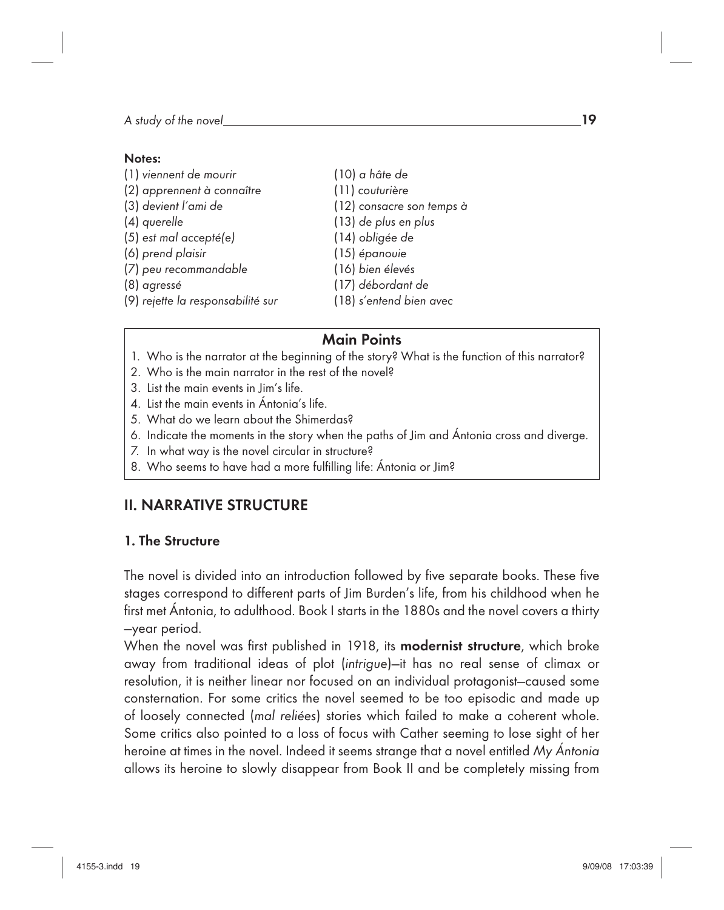**Notes:**

(1) *viennent de mourir*
(2) *apprennent à connaître*
(3) *devient l'ami de*
(4) *querelle*
(5) *est mal accepté(e)*
(6) *prend plaisir*
(7) *peu recommandable*
(8) *agressé*
(9) *rejette la responsabilité sur*
(10) *a hâte de*
(11) *couturière*
(12) *consacre son temps à*
(13) *de plus en plus*
(14) *obligée de*
(15) *épanouie*
(16) *bien élevés*
(17) *débordant de*
(18) *s'entend bien avec*

### Main Points

1. Who is the narrator at the beginning of the story? What is the function of this narrator?
2. Who is the main narrator in the rest of the novel?
3. List the main events in Jim's life.
4. List the main events in Ántonia's life.
5. What do we learn about the Shimerdas?
6. Indicate the moments in the story when the paths of Jim and Ántonia cross and diverge.
7. In what way is the novel circular in structure?
8. Who seems to have had a more fulfilling life: Ántonia or Jim?

## II. NARRATIVE STRUCTURE

### 1. The Structure

The novel is divided into an introduction followed by five separate books. These five stages correspond to different parts of Jim Burden's life, from his childhood when he first met Ántonia, to adulthood. Book I starts in the 1880s and the novel covers a thirty –year period.

When the novel was first published in 1918, its **modernist structure**, which broke away from traditional ideas of plot (*intrigue*)—it has no real sense of climax or resolution, it is neither linear nor focused on an individual protagonist—caused some consternation. For some critics the novel seemed to be too episodic and made up of loosely connected (*mal reliées*) stories which failed to make a coherent whole. Some critics also pointed to a loss of focus with Cather seeming to lose sight of her heroine at times in the novel. Indeed it seems strange that a novel entitled *My Ántonia* allows its heroine to slowly disappear from Book II and be completely missing from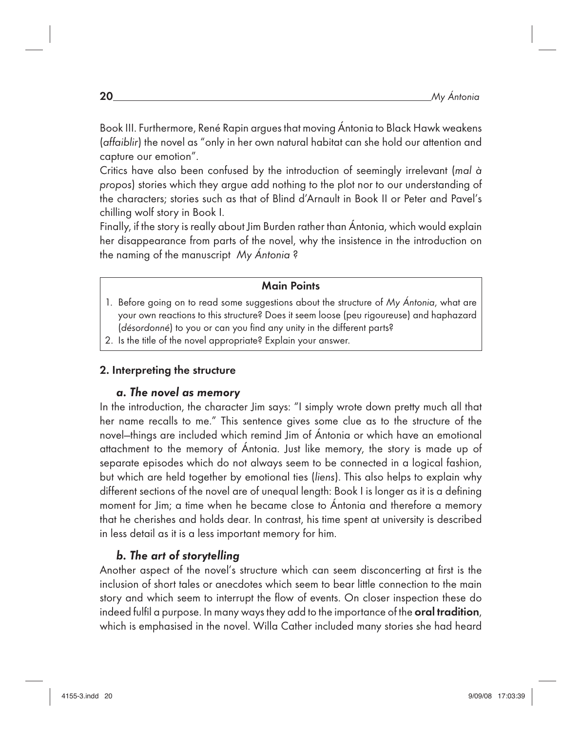Book III. Furthermore, René Rapin argues that moving Ántonia to Black Hawk weakens (*affaiblir*) the novel as "only in her own natural habitat can she hold our attention and capture our emotion".

Critics have also been confused by the introduction of seemingly irrelevant (*mal à propos*) stories which they argue add nothing to the plot nor to our understanding of the characters; stories such as that of Blind d'Arnault in Book II or Peter and Pavel's chilling wolf story in Book I.

Finally, if the story is really about Jim Burden rather than Ántonia, which would explain her disappearance from parts of the novel, why the insistence in the introduction on the naming of the manuscript *My Ántonia* ?

**Main Points**

1. Before going on to read some suggestions about the structure of *My Ántonia*, what are your own reactions to this structure? Does it seem loose (peu rigoureuse) and haphazard (*désordonné*) to you or can you find any unity in the different parts?
2. Is the title of the novel appropriate? Explain your answer.

## 2. Interpreting the structure

### *a. The novel as memory*

In the introduction, the character Jim says: "I simply wrote down pretty much all that her name recalls to me." This sentence gives some clue as to the structure of the novel–things are included which remind Jim of Ántonia or which have an emotional attachment to the memory of Ántonia. Just like memory, the story is made up of separate episodes which do not always seem to be connected in a logical fashion, but which are held together by emotional ties (*liens*). This also helps to explain why different sections of the novel are of unequal length: Book I is longer as it is a defining moment for Jim; a time when he became close to Ántonia and therefore a memory that he cherishes and holds dear. In contrast, his time spent at university is described in less detail as it is a less important memory for him.

### *b. The art of storytelling*

Another aspect of the novel's structure which can seem disconcerting at first is the inclusion of short tales or anecdotes which seem to bear little connection to the main story and which seem to interrupt the flow of events. On closer inspection these do indeed fulfil a purpose. In many ways they add to the importance of the **oral tradition**, which is emphasised in the novel. Willa Cather included many stories she had heard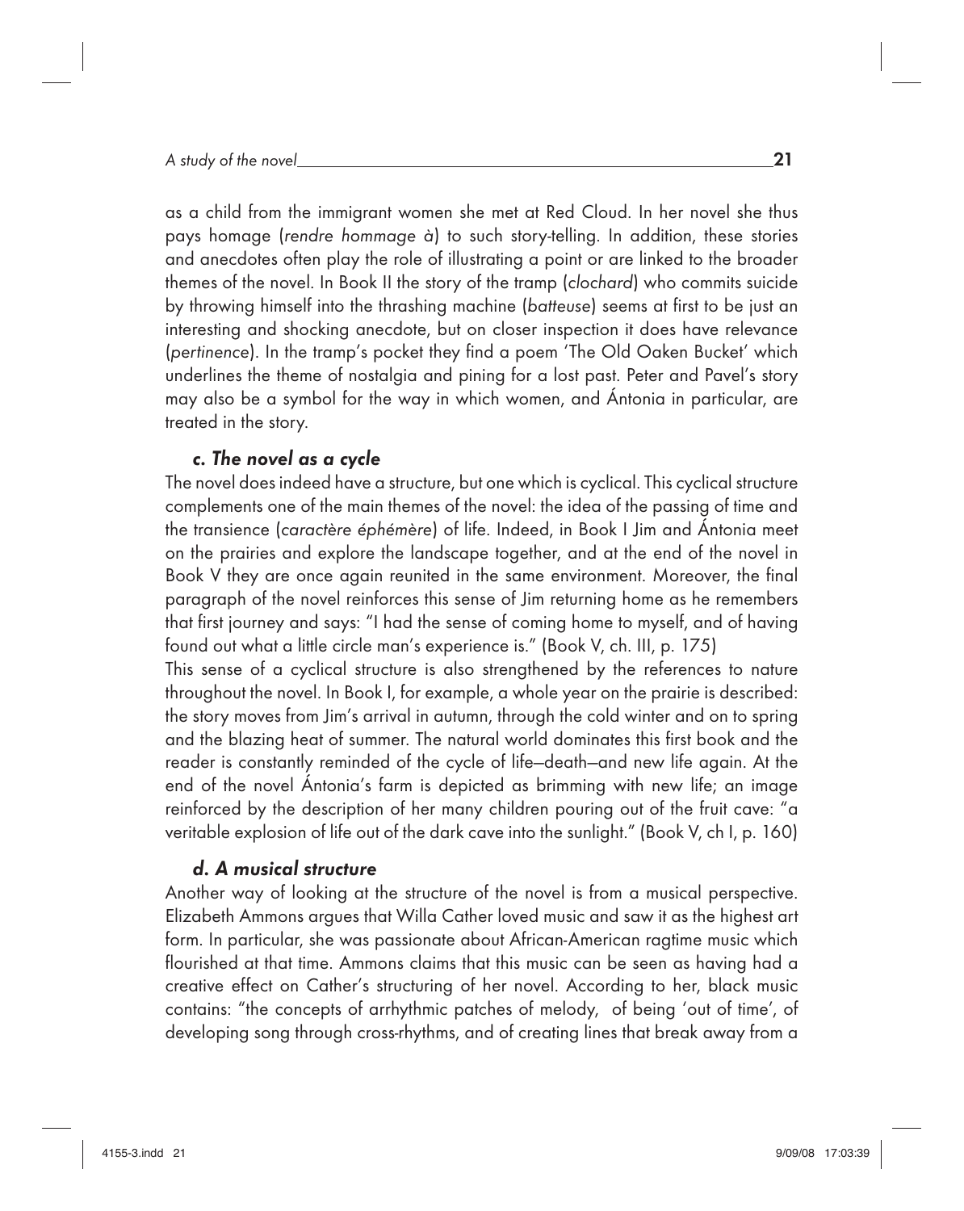as a child from the immigrant women she met at Red Cloud. In her novel she thus pays homage (*rendre hommage à*) to such story-telling. In addition, these stories and anecdotes often play the role of illustrating a point or are linked to the broader themes of the novel. In Book II the story of the tramp (*clochard*) who commits suicide by throwing himself into the thrashing machine (*batteuse*) seems at first to be just an interesting and shocking anecdote, but on closer inspection it does have relevance (*pertinence*). In the tramp's pocket they find a poem 'The Old Oaken Bucket' which underlines the theme of nostalgia and pining for a lost past. Peter and Pavel's story may also be a symbol for the way in which women, and Ántonia in particular, are treated in the story.

### *c. The novel as a cycle*

The novel does indeed have a structure, but one which is cyclical. This cyclical structure complements one of the main themes of the novel: the idea of the passing of time and the transience (*caractère éphémère*) of life. Indeed, in Book I Jim and Ántonia meet on the prairies and explore the landscape together, and at the end of the novel in Book V they are once again reunited in the same environment. Moreover, the final paragraph of the novel reinforces this sense of Jim returning home as he remembers that first journey and says: "I had the sense of coming home to myself, and of having found out what a little circle man's experience is." (Book V, ch. III, p. 175)

This sense of a cyclical structure is also strengthened by the references to nature throughout the novel. In Book I, for example, a whole year on the prairie is described: the story moves from Jim's arrival in autumn, through the cold winter and on to spring and the blazing heat of summer. The natural world dominates this first book and the reader is constantly reminded of the cycle of life—death—and new life again. At the end of the novel Ántonia's farm is depicted as brimming with new life; an image reinforced by the description of her many children pouring out of the fruit cave: "a veritable explosion of life out of the dark cave into the sunlight." (Book V, ch I, p. 160)

### *d. A musical structure*

Another way of looking at the structure of the novel is from a musical perspective. Elizabeth Ammons argues that Willa Cather loved music and saw it as the highest art form. In particular, she was passionate about African-American ragtime music which flourished at that time. Ammons claims that this music can be seen as having had a creative effect on Cather's structuring of her novel. According to her, black music contains: "the concepts of arrhythmic patches of melody, of being 'out of time', of developing song through cross-rhythms, and of creating lines that break away from a